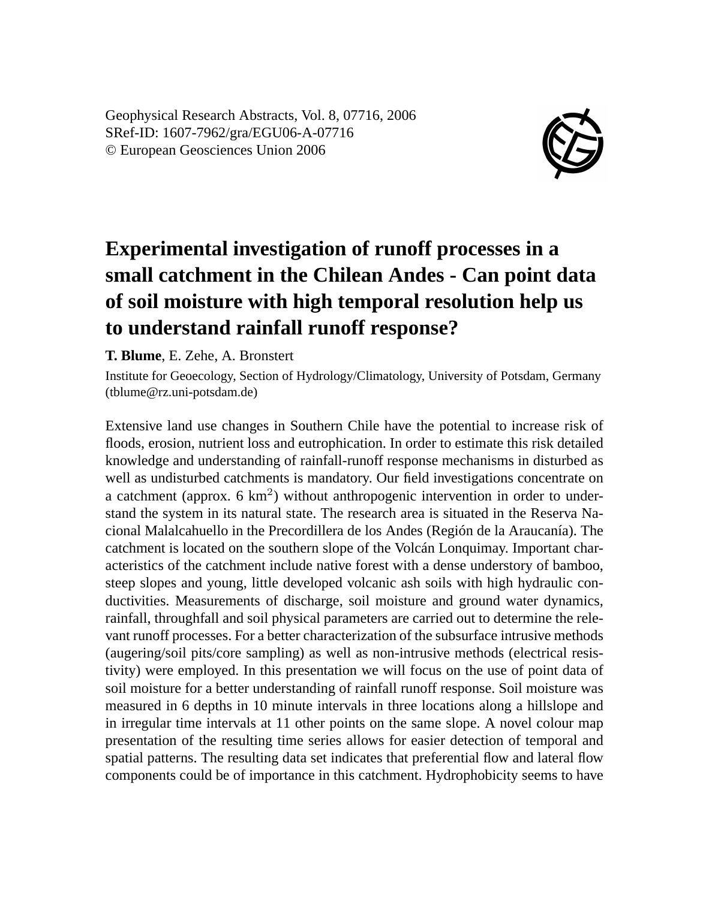Geophysical Research Abstracts, Vol. 8, 07716, 2006
SRef-ID: 1607-7962/gra/EGU06-A-07716
© European Geosciences Union 2006

# Experimental investigation of runoff processes in a small catchment in the Chilean Andes - Can point data of soil moisture with high temporal resolution help us to understand rainfall runoff response?

**T. Blume**, E. Zehe, A. Bronstert

Institute for Geoecology, Section of Hydrology/Climatology, University of Potsdam, Germany (tblume@rz.uni-potsdam.de)

Extensive land use changes in Southern Chile have the potential to increase risk of floods, erosion, nutrient loss and eutrophication. In order to estimate this risk detailed knowledge and understanding of rainfall-runoff response mechanisms in disturbed as well as undisturbed catchments is mandatory. Our field investigations concentrate on a catchment (approx. 6 $km^2$) without anthropogenic intervention in order to understand the system in its natural state. The research area is situated in the Reserva Nacional Malalcahuello in the Precordillera de los Andes (Región de la Araucanía). The catchment is located on the southern slope of the Volcán Lonquimay. Important characteristics of the catchment include native forest with a dense understory of bamboo, steep slopes and young, little developed volcanic ash soils with high hydraulic conductivities. Measurements of discharge, soil moisture and ground water dynamics, rainfall, throughfall and soil physical parameters are carried out to determine the relevant runoff processes. For a better characterization of the subsurface intrusive methods (augering/soil pits/core sampling) as well as non-intrusive methods (electrical resistivity) were employed. In this presentation we will focus on the use of point data of soil moisture for a better understanding of rainfall runoff response. Soil moisture was measured in 6 depths in 10 minute intervals in three locations along a hillslope and in irregular time intervals at 11 other points on the same slope. A novel colour map presentation of the resulting time series allows for easier detection of temporal and spatial patterns. The resulting data set indicates that preferential flow and lateral flow components could be of importance in this catchment. Hydrophobicity seems to have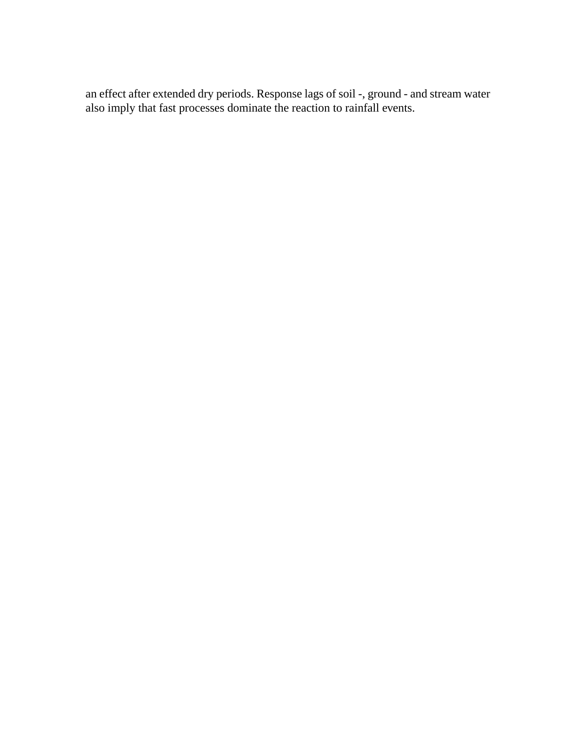an effect after extended dry periods. Response lags of soil -, ground - and stream water also imply that fast processes dominate the reaction to rainfall events.